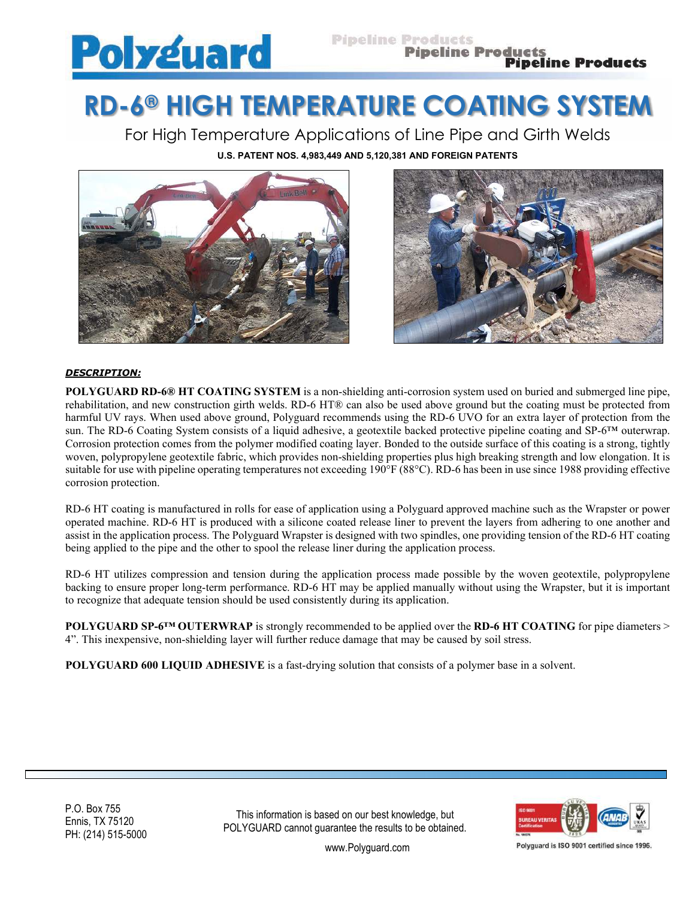# RD-6® HIGH TEMPERATURE COATING SYSTEM

## For High Temperature Applications of Line Pipe and Girth Welds

**U.S. PATENT NOS. 4,983,449 AND 5,120,381 AND FOREIGN PATENTS**

***DESCRIPTION:***

**POLYGUARD RD-6® HT COATING SYSTEM** is a non-shielding anti-corrosion system used on buried and submerged line pipe, rehabilitation, and new construction girth welds. RD-6 HT® can also be used above ground but the coating must be protected from harmful UV rays. When used above ground, Polyguard recommends using the RD-6 UVO for an extra layer of protection from the sun. The RD-6 Coating System consists of a liquid adhesive, a geotextile backed protective pipeline coating and SP-6™ outerwrap. Corrosion protection comes from the polymer modified coating layer. Bonded to the outside surface of this coating is a strong, tightly woven, polypropylene geotextile fabric, which provides non-shielding properties plus high breaking strength and low elongation. It is suitable for use with pipeline operating temperatures not exceeding 190°F (88°C). RD-6 has been in use since 1988 providing effective corrosion protection.

RD-6 HT coating is manufactured in rolls for ease of application using a Polyguard approved machine such as the Wrapster or power operated machine. RD-6 HT is produced with a silicone coated release liner to prevent the layers from adhering to one another and assist in the application process. The Polyguard Wrapster is designed with two spindles, one providing tension of the RD-6 HT coating being applied to the pipe and the other to spool the release liner during the application process.

RD-6 HT utilizes compression and tension during the application process made possible by the woven geotextile, polypropylene backing to ensure proper long-term performance. RD-6 HT may be applied manually without using the Wrapster, but it is important to recognize that adequate tension should be used consistently during its application.

**POLYGUARD SP-6™ OUTERWRAP** is strongly recommended to be applied over the **RD-6 HT COATING** for pipe diameters > 4”. This inexpensive, non-shielding layer will further reduce damage that may be caused by soil stress.

**POLYGUARD 600 LIQUID ADHESIVE** is a fast-drying solution that consists of a polymer base in a solvent.

P.O. Box 755
Ennis, TX 75120
PH: (214) 515-5000

This information is based on our best knowledge, but POLYGUARD cannot guarantee the results to be obtained.

www.Polyguard.com

Polyguard is ISO 9001 certified since 1996.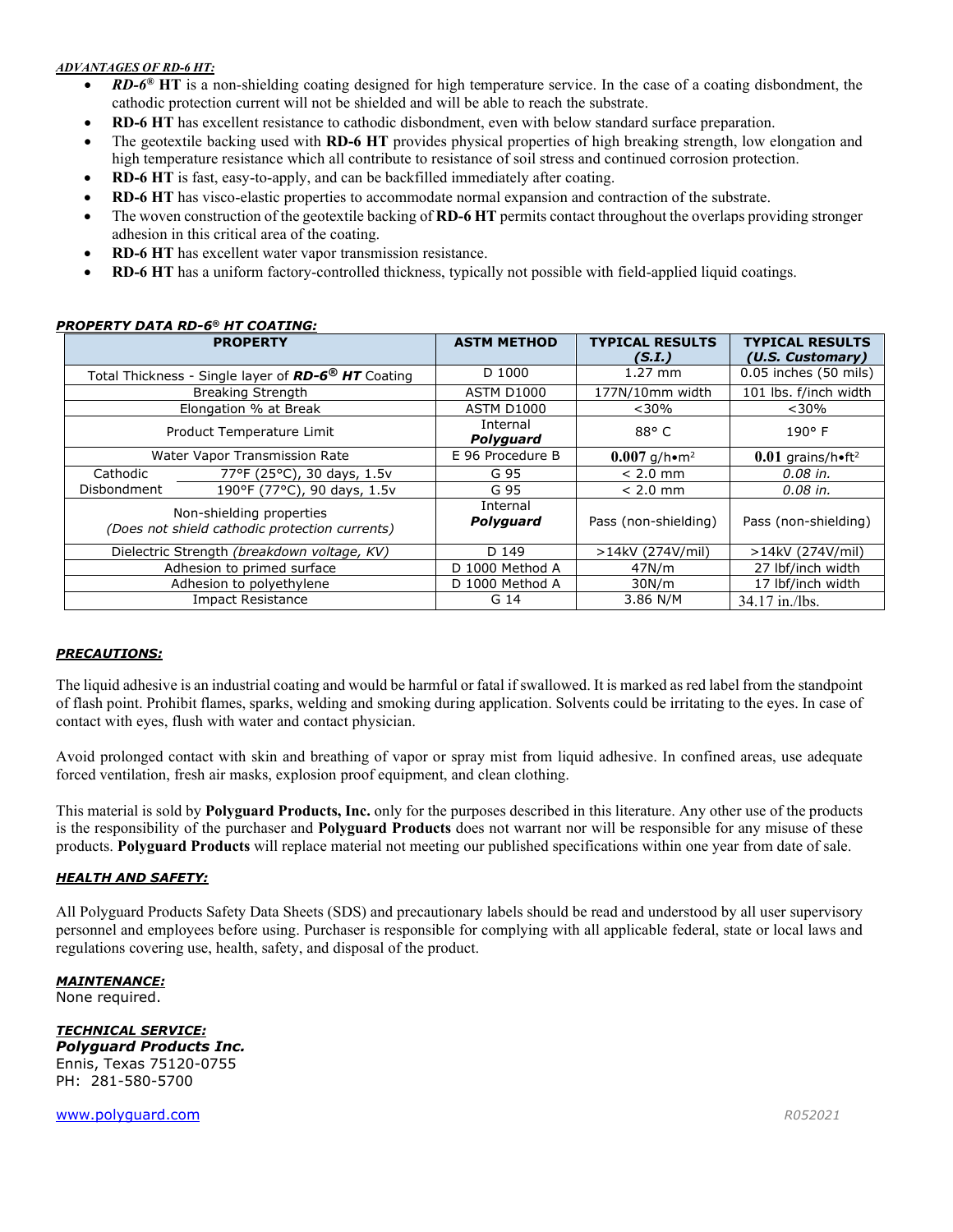***ADVANTAGES OF RD-6 HT:***

- ***RD-6***® **HT** is a non-shielding coating designed for high temperature service. In the case of a coating disbondment, the cathodic protection current will not be shielded and will be able to reach the substrate.
- **RD-6 HT** has excellent resistance to cathodic disbondment, even with below standard surface preparation.
- The geotextile backing used with **RD-6 HT** provides physical properties of high breaking strength, low elongation and high temperature resistance which all contribute to resistance of soil stress and continued corrosion protection.
- **RD-6 HT** is fast, easy-to-apply, and can be backfilled immediately after coating.
- **RD-6 HT** has visco-elastic properties to accommodate normal expansion and contraction of the substrate.
- The woven construction of the geotextile backing of **RD-6 HT** permits contact throughout the overlaps providing stronger adhesion in this critical area of the coating.
- **RD-6 HT** has excellent water vapor transmission resistance.
- **RD-6 HT** has a uniform factory-controlled thickness, typically not possible with field-applied liquid coatings.

***PROPERTY DATA RD-6® HT COATING:***

| PROPERTY | | ASTM METHOD | TYPICAL RESULTS *(S.I.)* | TYPICAL RESULTS *(U.S. Customary)* |
|---|---|---|---|---|
| Total Thickness - Single layer of ***RD-6®*** ***HT*** Coating | | D 1000 | 1.27 mm | 0.05 inches (50 mils) |
| Breaking Strength | | ASTM D1000 | 177N/10mm width | 101 lbs. f/inch width |
| Elongation % at Break | | ASTM D1000 | <30% | <30% |
| Product Temperature Limit | | Internal ***Polyguard*** | 88° C | 190° F |
| Water Vapor Transmission Rate | | E 96 Procedure B | **0.007** g/h•m² | **0.01** grains/h•ft² |
| Cathodic Disbondment | 77°F (25°C), 30 days, 1.5v | G 95 | < 2.0 mm | *0.08 in.* |
| | 190°F (77°C), 90 days, 1.5v | G 95 | < 2.0 mm | *0.08 in.* |
| Non-shielding properties *(Does not shield cathodic protection currents)* | | Internal ***Polyguard*** | Pass (non-shielding) | Pass (non-shielding) |
| Dielectric Strength *(breakdown voltage, KV)* | | D 149 | >14kV (274V/mil) | >14kV (274V/mil) |
| Adhesion to primed surface | | D 1000 Method A | 47N/m | 27 lbf/inch width |
| Adhesion to polyethylene | | D 1000 Method A | 30N/m | 17 lbf/inch width |
| Impact Resistance | | G 14 | 3.86 N/M | 34.17 in./lbs. |

***PRECAUTIONS:***

The liquid adhesive is an industrial coating and would be harmful or fatal if swallowed. It is marked as red label from the standpoint of flash point. Prohibit flames, sparks, welding and smoking during application. Solvents could be irritating to the eyes. In case of contact with eyes, flush with water and contact physician.

Avoid prolonged contact with skin and breathing of vapor or spray mist from liquid adhesive. In confined areas, use adequate forced ventilation, fresh air masks, explosion proof equipment, and clean clothing.

This material is sold by **Polyguard Products, Inc.** only for the purposes described in this literature. Any other use of the products is the responsibility of the purchaser and **Polyguard Products** does not warrant nor will be responsible for any misuse of these products. **Polyguard Products** will replace material not meeting our published specifications within one year from date of sale.

***HEALTH AND SAFETY:***

All Polyguard Products Safety Data Sheets (SDS) and precautionary labels should be read and understood by all user supervisory personnel and employees before using. Purchaser is responsible for complying with all applicable federal, state or local laws and regulations covering use, health, safety, and disposal of the product.

***MAINTENANCE:***
None required.

***TECHNICAL SERVICE:***
***Polyguard Products Inc.***
Ennis, Texas 75120-0755
PH: 281-580-5700

www.polyguard.com

*R052021*